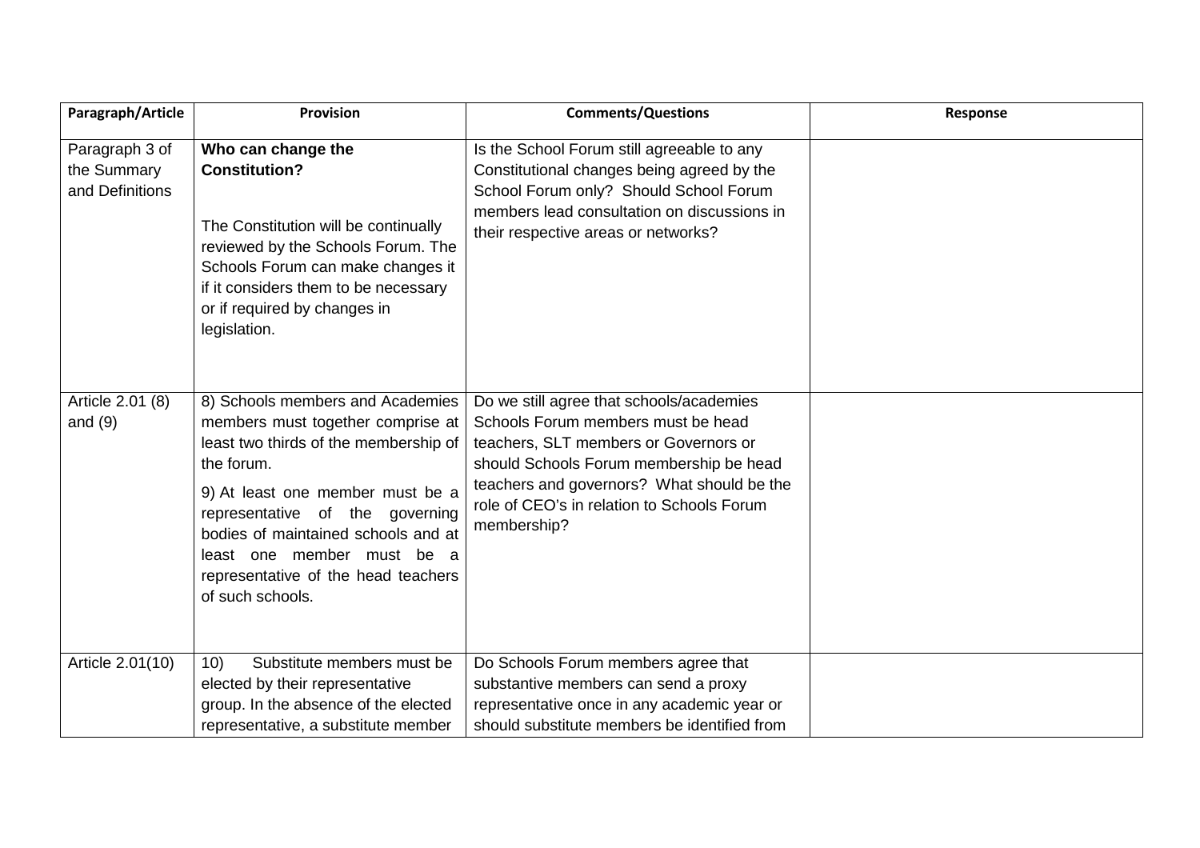| Paragraph/Article | Provision | Comments/Questions | Response |
|---|---|---|---|
| Paragraph 3 of the Summary and Definitions | **Who can change the Constitution?**<br><br>The Constitution will be continually reviewed by the Schools Forum. The Schools Forum can make changes it if it considers them to be necessary or if required by changes in legislation. | Is the School Forum still agreeable to any Constitutional changes being agreed by the School Forum only? Should School Forum members lead consultation on discussions in their respective areas or networks? | |
| Article 2.01 (8) and (9) | 8) Schools members and Academies members must together comprise at least two thirds of the membership of the forum.<br><br>9) At least one member must be a representative of the governing bodies of maintained schools and at least one member must be a representative of the head teachers of such schools. | Do we still agree that schools/academies Schools Forum members must be head teachers, SLT members or Governors or should Schools Forum membership be head teachers and governors? What should be the role of CEO's in relation to Schools Forum membership? | |
| Article 2.01(10) | 10) Substitute members must be elected by their representative group. In the absence of the elected representative, a substitute member | Do Schools Forum members agree that substantive members can send a proxy representative once in any academic year or should substitute members be identified from | |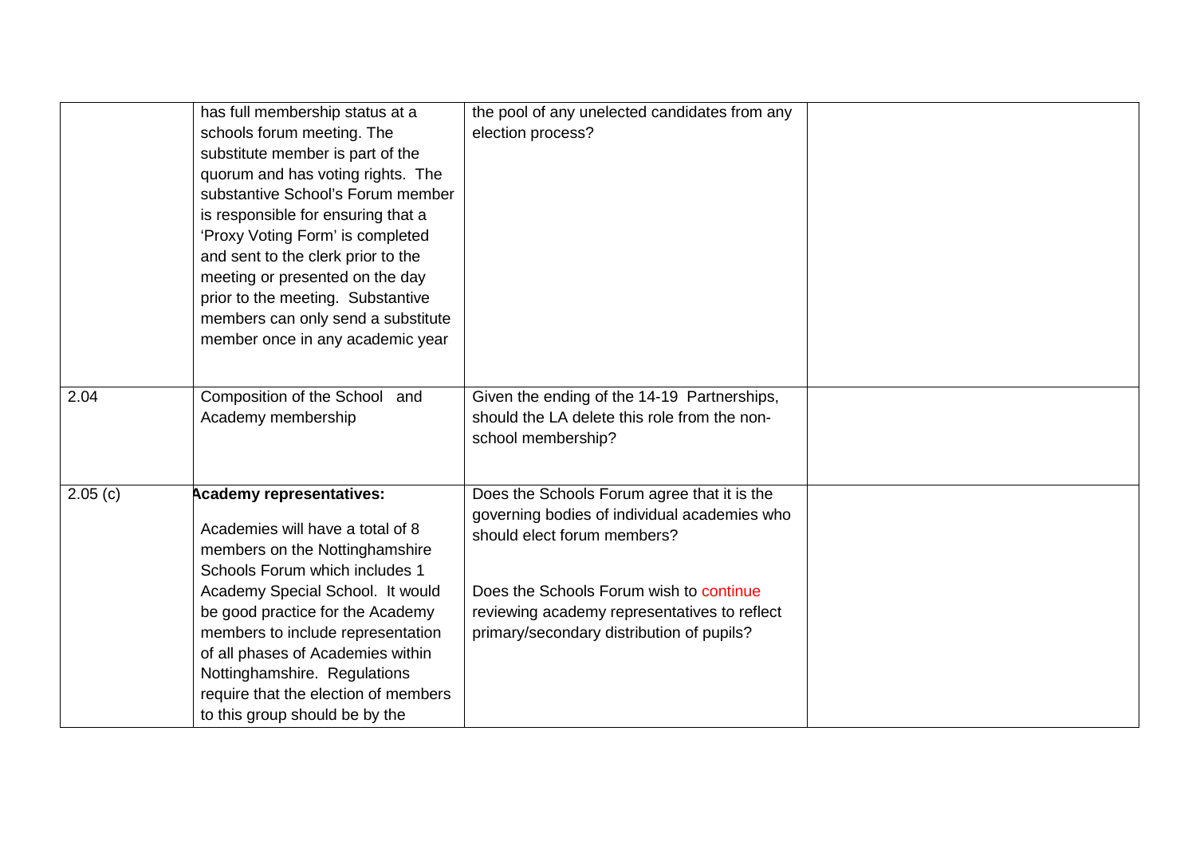| | | | |
|---|---|---|---|
| | has full membership status at a schools forum meeting. The substitute member is part of the quorum and has voting rights. The substantive School's Forum member is responsible for ensuring that a 'Proxy Voting Form' is completed and sent to the clerk prior to the meeting or presented on the day prior to the meeting. Substantive members can only send a substitute member once in any academic year | the pool of any unelected candidates from any election process? | |
| 2.04 | Composition of the School and Academy membership | Given the ending of the 14-19 Partnerships, should the LA delete this role from the non-school membership? | |
| 2.05 (c) | **Academy representatives:**<br><br>Academies will have a total of 8 members on the Nottinghamshire Schools Forum which includes 1 Academy Special School. It would be good practice for the Academy members to include representation of all phases of Academies within Nottinghamshire. Regulations require that the election of members to this group should be by the | Does the Schools Forum agree that it is the governing bodies of individual academies who should elect forum members?<br><br>Does the Schools Forum wish to continue reviewing academy representatives to reflect primary/secondary distribution of pupils? | |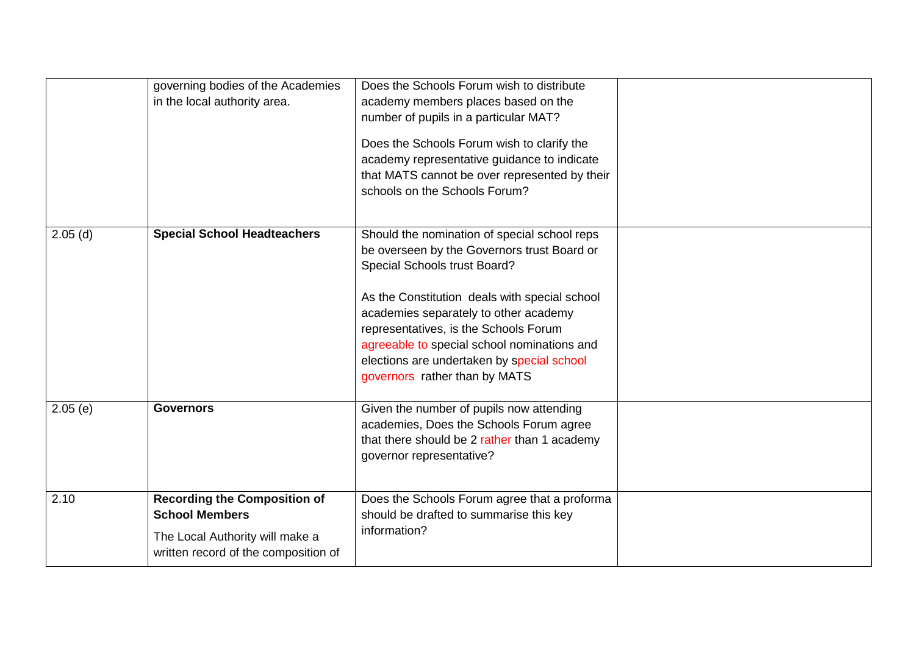| | | | |
|---|---|---|---|
| | governing bodies of the Academies in the local authority area. | Does the Schools Forum wish to distribute academy members places based on the number of pupils in a particular MAT?<br><br>Does the Schools Forum wish to clarify the academy representative guidance to indicate that MATS cannot be over represented by their schools on the Schools Forum? | |
| 2.05 (d) | **Special School Headteachers** | Should the nomination of special school reps be overseen by the Governors trust Board or Special Schools trust Board?<br><br>As the Constitution deals with special school academies separately to other academy representatives, is the Schools Forum agreeable to special school nominations and elections are undertaken by special school governors rather than by MATS | |
| 2.05 (e) | **Governors** | Given the number of pupils now attending academies, Does the Schools Forum agree that there should be 2 rather than 1 academy governor representative? | |
| 2.10 | **Recording the Composition of School Members**<br><br>The Local Authority will make a written record of the composition of | Does the Schools Forum agree that a proforma should be drafted to summarise this key information? | |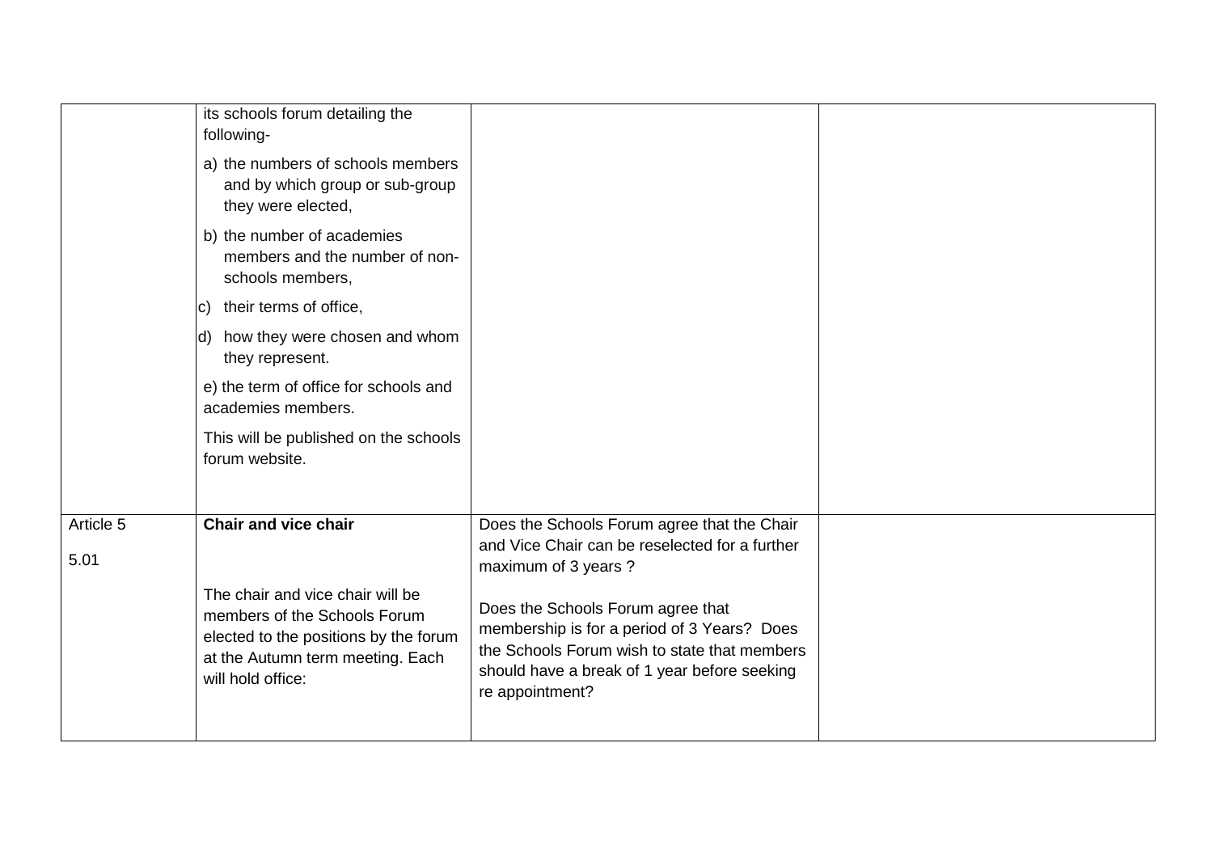|  |  |  |  |
|---|---|---|---|
|  | its schools forum detailing the following-<br><br>a) the numbers of schools members and by which group or sub-group they were elected,<br><br>b) the number of academies members and the number of non-schools members,<br><br>c) their terms of office,<br><br>d) how they were chosen and whom they represent.<br><br>e) the term of office for schools and academies members.<br><br>This will be published on the schools forum website. |  |  |
| Article 5<br><br>5.01 | **Chair and vice chair**<br><br>The chair and vice chair will be members of the Schools Forum elected to the positions by the forum at the Autumn term meeting. Each will hold office: | Does the Schools Forum agree that the Chair and Vice Chair can be reselected for a further maximum of 3 years ?<br><br>Does the Schools Forum agree that membership is for a period of 3 Years? Does the Schools Forum wish to state that members should have a break of 1 year before seeking re appointment? |  |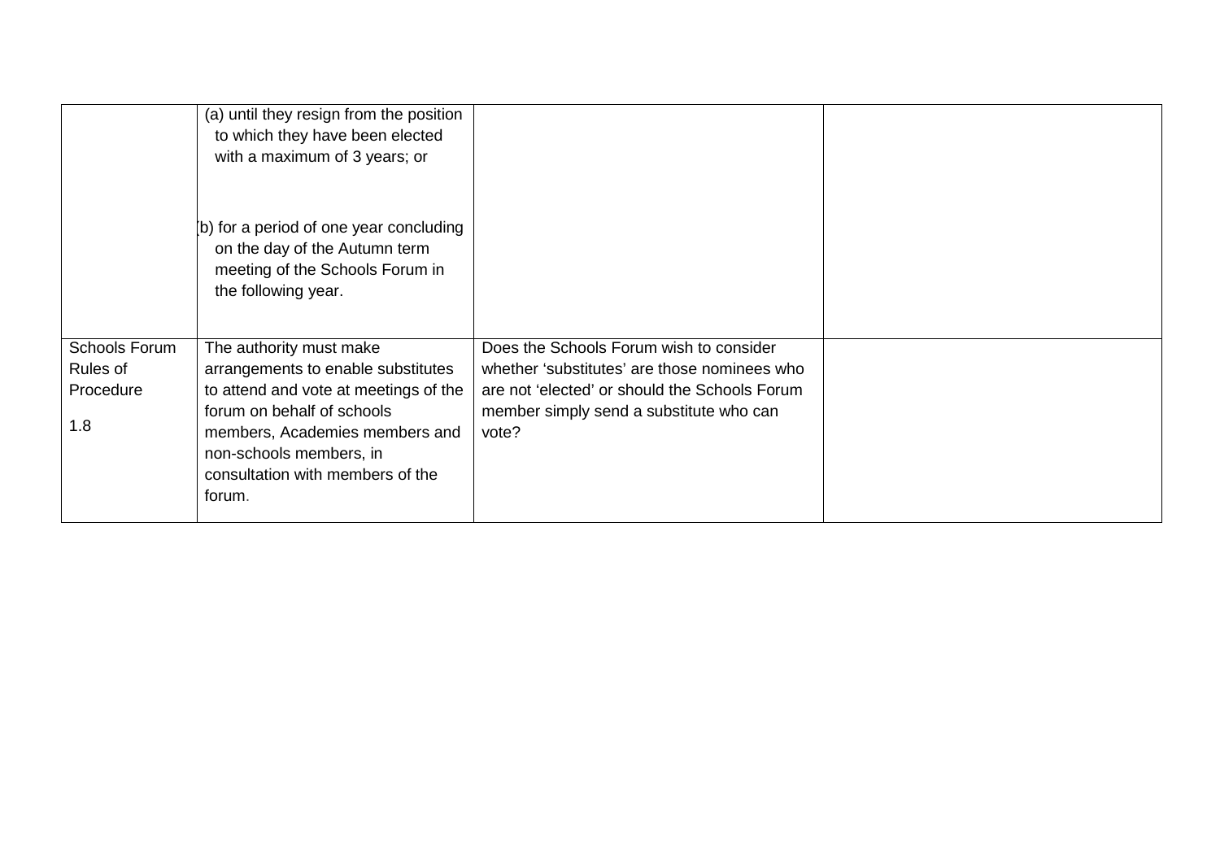| | | | |
|---|---|---|---|
| | (a) until they resign from the position to which they have been elected with a maximum of 3 years; or<br><br>(b) for a period of one year concluding on the day of the Autumn term meeting of the Schools Forum in the following year. | | |
| Schools Forum Rules of Procedure<br><br>1.8 | The authority must make arrangements to enable substitutes to attend and vote at meetings of the forum on behalf of schools members, Academies members and non-schools members, in consultation with members of the forum. | Does the Schools Forum wish to consider whether 'substitutes' are those nominees who are not 'elected' or should the Schools Forum member simply send a substitute who can vote? | |